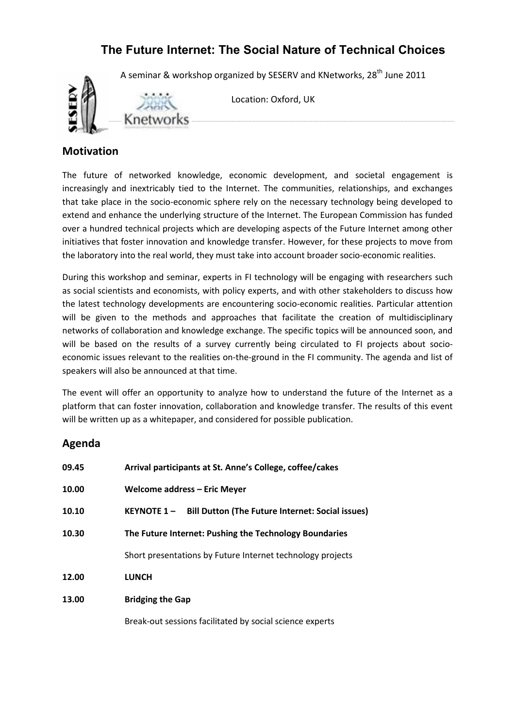# The Future Internet: The Social Nature of Technical Choices

A seminar & workshop organized by SESERV and KNetworks, 28th June 2011

Location: Oxford, UK

## Motivation

The future of networked knowledge, economic development, and societal engagement is increasingly and inextricably tied to the Internet. The communities, relationships, and exchanges that take place in the socio-economic sphere rely on the necessary technology being developed to extend and enhance the underlying structure of the Internet. The European Commission has funded over a hundred technical projects which are developing aspects of the Future Internet among other initiatives that foster innovation and knowledge transfer. However, for these projects to move from the laboratory into the real world, they must take into account broader socio-economic realities.

During this workshop and seminar, experts in FI technology will be engaging with researchers such as social scientists and economists, with policy experts, and with other stakeholders to discuss how the latest technology developments are encountering socio-economic realities. Particular attention will be given to the methods and approaches that facilitate the creation of multidisciplinary networks of collaboration and knowledge exchange. The specific topics will be announced soon, and will be based on the results of a survey currently being circulated to FI projects about socio-economic issues relevant to the realities on-the-ground in the FI community. The agenda and list of speakers will also be announced at that time.

The event will offer an opportunity to analyze how to understand the future of the Internet as a platform that can foster innovation, collaboration and knowledge transfer. The results of this event will be written up as a whitepaper, and considered for possible publication.

## Agenda

**09.45** **Arrival participants at St. Anne's College, coffee/cakes**

**10.00** **Welcome address – Eric Meyer**

**10.10** **KEYNOTE 1 – Bill Dutton (The Future Internet: Social issues)**

**10.30** **The Future Internet: Pushing the Technology Boundaries**

Short presentations by Future Internet technology projects

**12.00** **LUNCH**

**13.00** **Bridging the Gap**

Break-out sessions facilitated by social science experts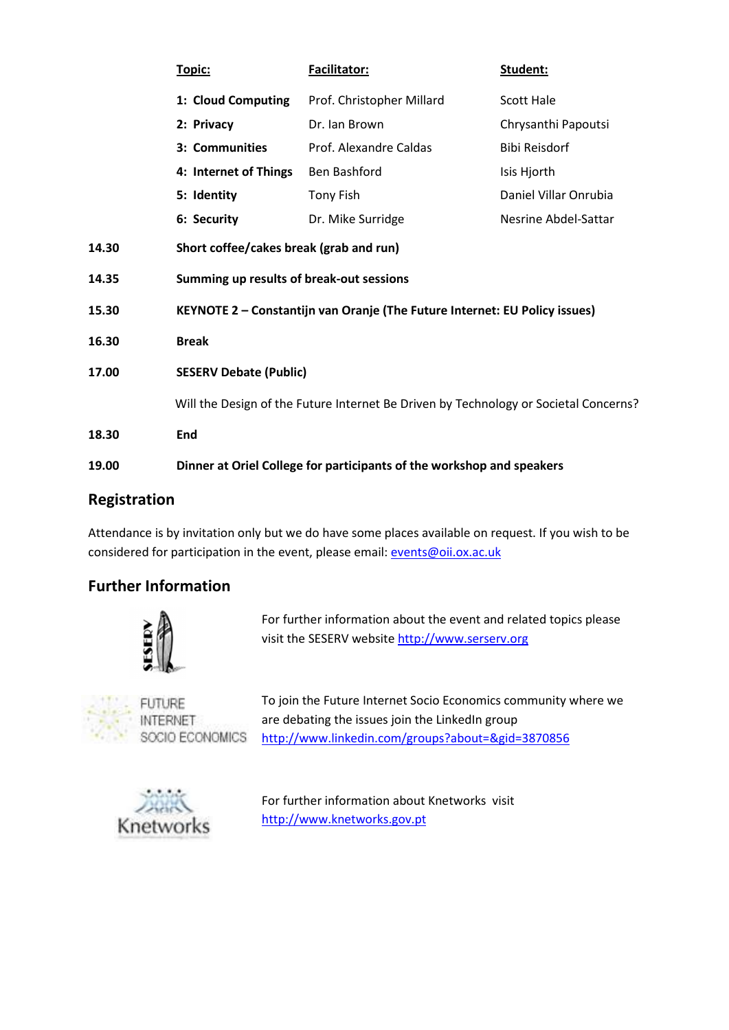| Topic: | Facilitator: | Student: |
| --- | --- | --- |
| **1: Cloud Computing** | Prof. Christopher Millard | Scott Hale |
| **2: Privacy** | Dr. Ian Brown | Chrysanthi Papoutsi |
| **3: Communities** | Prof. Alexandre Caldas | Bibi Reisdorf |
| **4: Internet of Things** | Ben Bashford | Isis Hjorth |
| **5: Identity** | Tony Fish | Daniel Villar Onrubia |
| **6: Security** | Dr. Mike Surridge | Nesrine Abdel-Sattar |

| | |
| --- | --- |
| **14.30** | **Short coffee/cakes break (grab and run)** |
| **14.35** | **Summing up results of break-out sessions** |
| **15.30** | **KEYNOTE 2 – Constantijn van Oranje (The Future Internet: EU Policy issues)** |
| **16.30** | **Break** |
| **17.00** | **SESERV Debate (Public)** |
| | Will the Design of the Future Internet Be Driven by Technology or Societal Concerns? |
| **18.30** | **End** |
| **19.00** | **Dinner at Oriel College for participants of the workshop and speakers** |

## Registration

Attendance is by invitation only but we do have some places available on request. If you wish to be considered for participation in the event, please email: events@oii.ox.ac.uk

## Further Information

SESERV

For further information about the event and related topics please visit the SESERV website http://www.serserv.org

FUTURE INTERNET SOCIO ECONOMICS

To join the Future Internet Socio Economics community where we are debating the issues join the LinkedIn group http://www.linkedin.com/groups?about=&gid=3870856

Knetworks

For further information about Knetworks visit http://www.knetworks.gov.pt